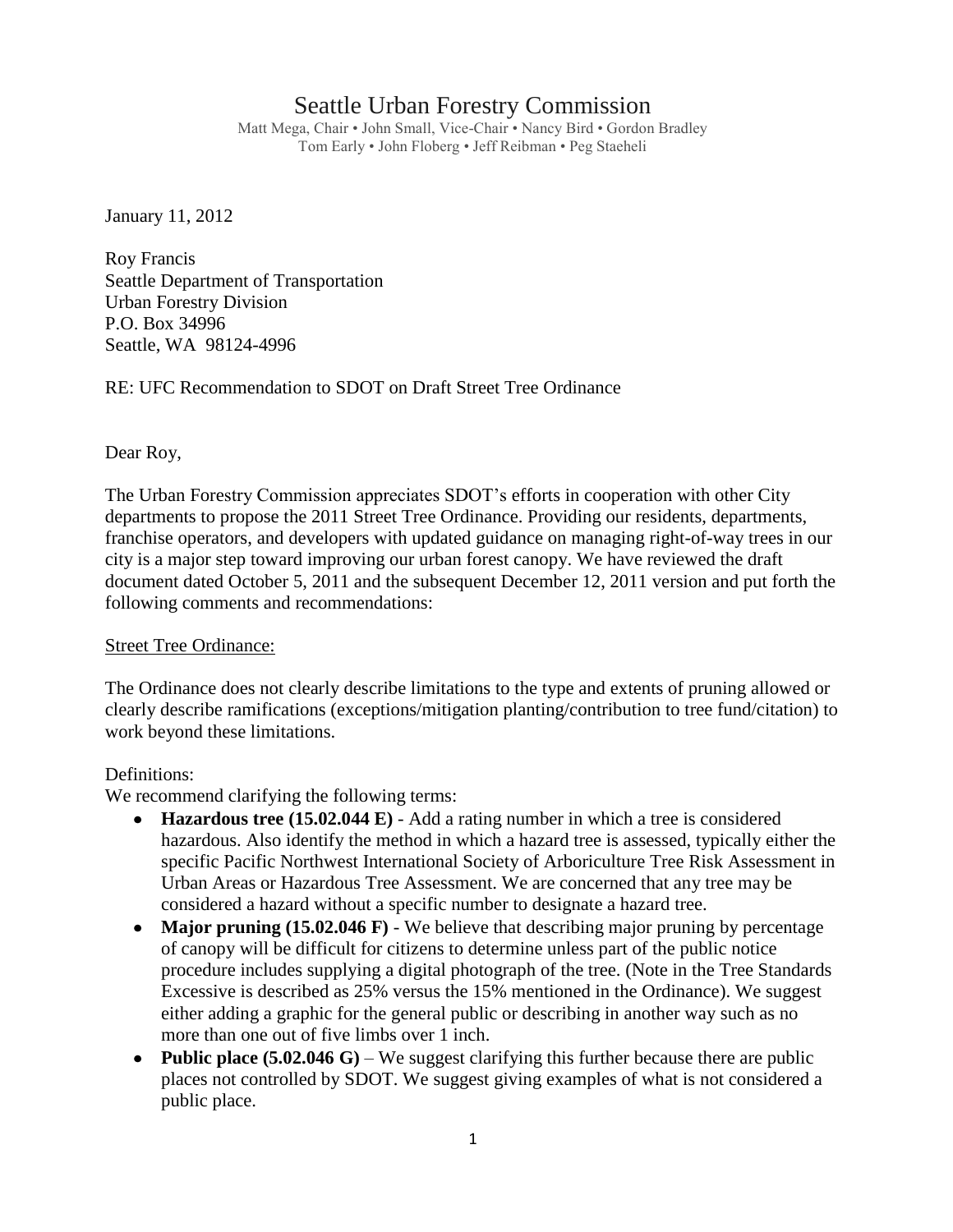# Seattle Urban Forestry Commission

Matt Mega, Chair • John Small, Vice-Chair • Nancy Bird • Gordon Bradley
Tom Early • John Floberg • Jeff Reibman • Peg Staeheli

January 11, 2012

Roy Francis
Seattle Department of Transportation
Urban Forestry Division
P.O. Box 34996
Seattle, WA 98124-4996

RE: UFC Recommendation to SDOT on Draft Street Tree Ordinance

Dear Roy,

The Urban Forestry Commission appreciates SDOT's efforts in cooperation with other City departments to propose the 2011 Street Tree Ordinance. Providing our residents, departments, franchise operators, and developers with updated guidance on managing right-of-way trees in our city is a major step toward improving our urban forest canopy. We have reviewed the draft document dated October 5, 2011 and the subsequent December 12, 2011 version and put forth the following comments and recommendations:

Street Tree Ordinance:

The Ordinance does not clearly describe limitations to the type and extents of pruning allowed or clearly describe ramifications (exceptions/mitigation planting/contribution to tree fund/citation) to work beyond these limitations.

Definitions:

We recommend clarifying the following terms:

- **Hazardous tree (15.02.044 E)** - Add a rating number in which a tree is considered hazardous. Also identify the method in which a hazard tree is assessed, typically either the specific Pacific Northwest International Society of Arboriculture Tree Risk Assessment in Urban Areas or Hazardous Tree Assessment. We are concerned that any tree may be considered a hazard without a specific number to designate a hazard tree.
- **Major pruning (15.02.046 F)** - We believe that describing major pruning by percentage of canopy will be difficult for citizens to determine unless part of the public notice procedure includes supplying a digital photograph of the tree. (Note in the Tree Standards Excessive is described as 25% versus the 15% mentioned in the Ordinance). We suggest either adding a graphic for the general public or describing in another way such as no more than one out of five limbs over 1 inch.
- **Public place (5.02.046 G)** – We suggest clarifying this further because there are public places not controlled by SDOT. We suggest giving examples of what is not considered a public place.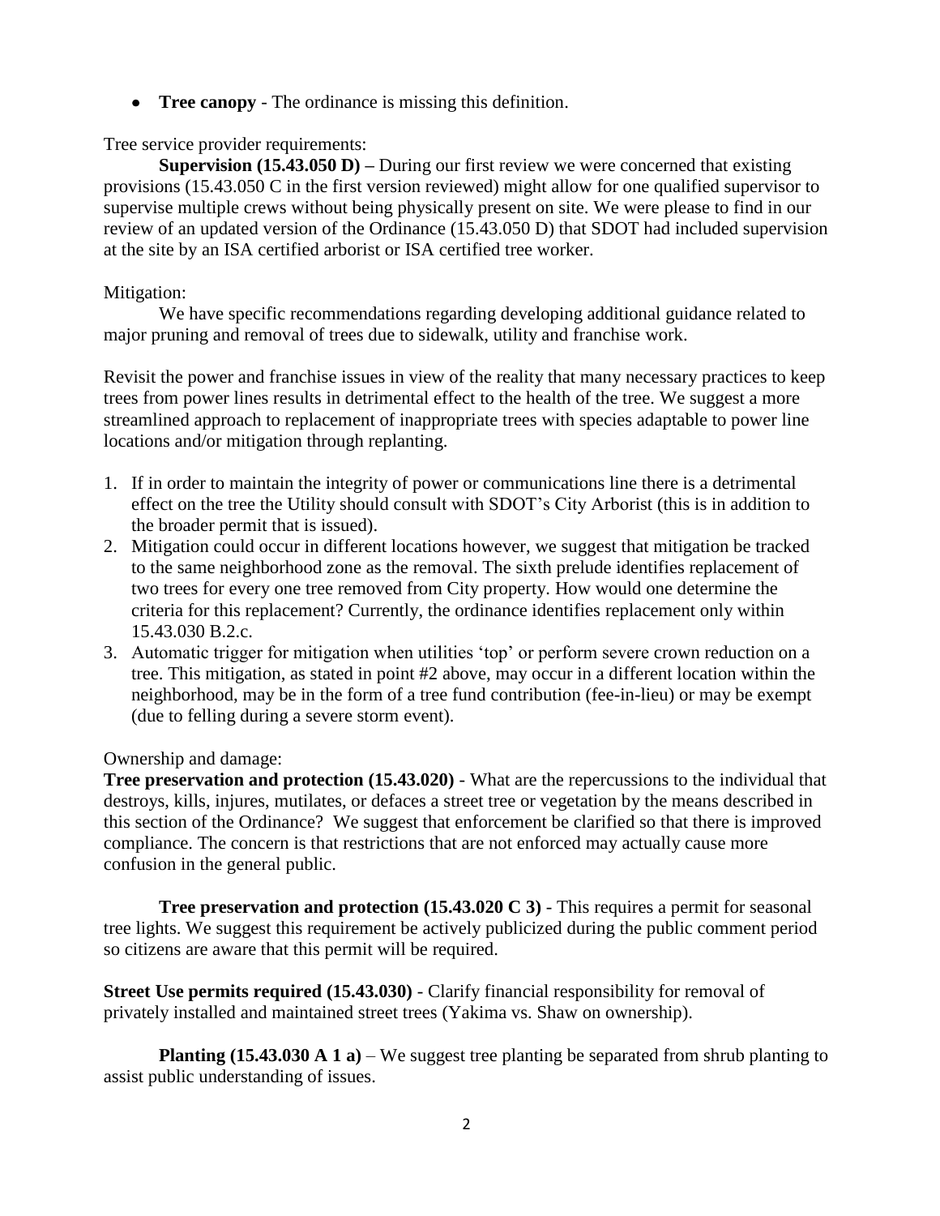- **Tree canopy** - The ordinance is missing this definition.

Tree service provider requirements:

**Supervision (15.43.050 D) –** During our first review we were concerned that existing provisions (15.43.050 C in the first version reviewed) might allow for one qualified supervisor to supervise multiple crews without being physically present on site. We were please to find in our review of an updated version of the Ordinance (15.43.050 D) that SDOT had included supervision at the site by an ISA certified arborist or ISA certified tree worker.

Mitigation:

We have specific recommendations regarding developing additional guidance related to major pruning and removal of trees due to sidewalk, utility and franchise work.

Revisit the power and franchise issues in view of the reality that many necessary practices to keep trees from power lines results in detrimental effect to the health of the tree. We suggest a more streamlined approach to replacement of inappropriate trees with species adaptable to power line locations and/or mitigation through replanting.

1. If in order to maintain the integrity of power or communications line there is a detrimental effect on the tree the Utility should consult with SDOT's City Arborist (this is in addition to the broader permit that is issued).
2. Mitigation could occur in different locations however, we suggest that mitigation be tracked to the same neighborhood zone as the removal. The sixth prelude identifies replacement of two trees for every one tree removed from City property. How would one determine the criteria for this replacement? Currently, the ordinance identifies replacement only within 15.43.030 B.2.c.
3. Automatic trigger for mitigation when utilities 'top' or perform severe crown reduction on a tree. This mitigation, as stated in point #2 above, may occur in a different location within the neighborhood, may be in the form of a tree fund contribution (fee-in-lieu) or may be exempt (due to felling during a severe storm event).

Ownership and damage:

**Tree preservation and protection (15.43.020)** - What are the repercussions to the individual that destroys, kills, injures, mutilates, or defaces a street tree or vegetation by the means described in this section of the Ordinance? We suggest that enforcement be clarified so that there is improved compliance. The concern is that restrictions that are not enforced may actually cause more confusion in the general public.

**Tree preservation and protection (15.43.020 C 3)** - This requires a permit for seasonal tree lights. We suggest this requirement be actively publicized during the public comment period so citizens are aware that this permit will be required.

**Street Use permits required (15.43.030)** - Clarify financial responsibility for removal of privately installed and maintained street trees (Yakima vs. Shaw on ownership).

**Planting (15.43.030 A 1 a)** – We suggest tree planting be separated from shrub planting to assist public understanding of issues.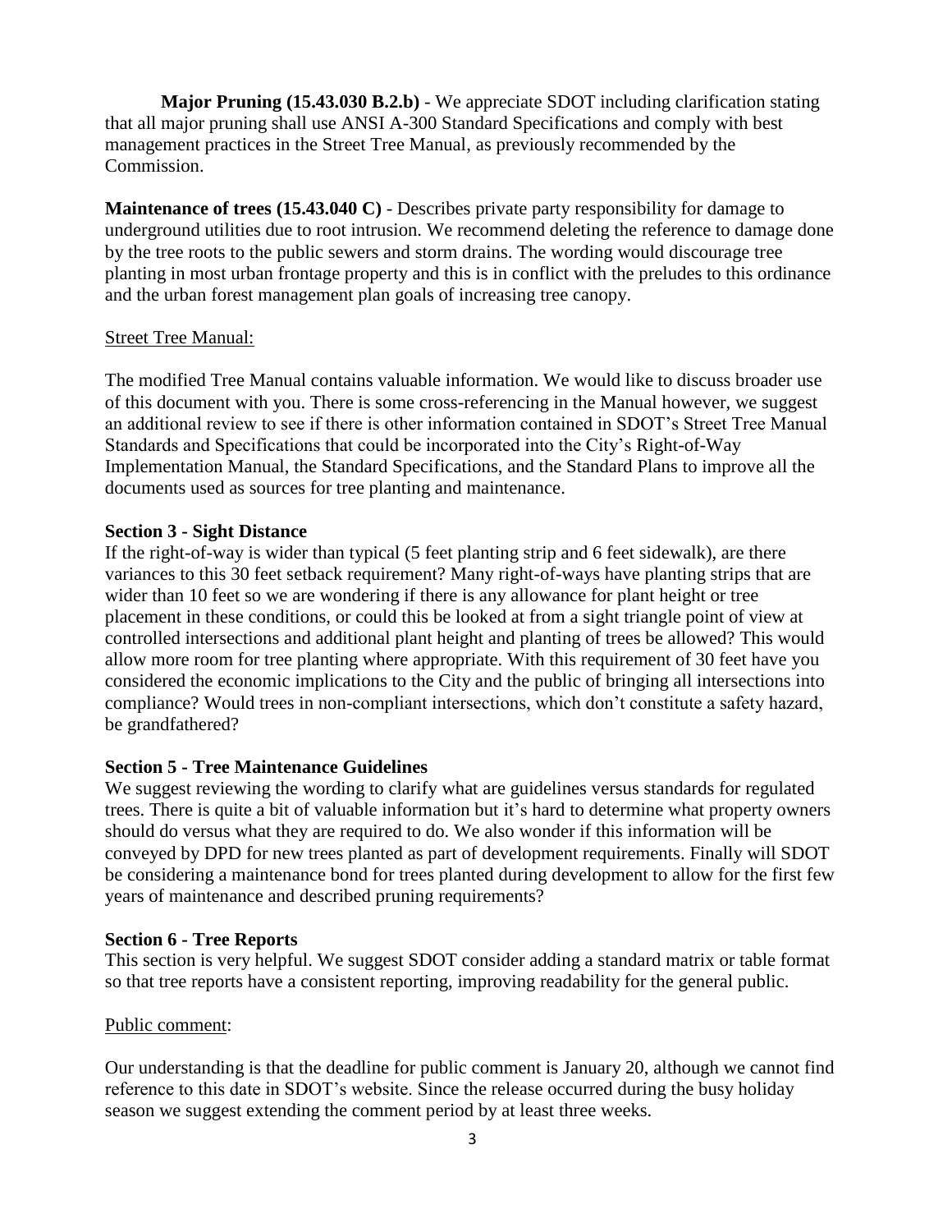**Major Pruning (15.43.030 B.2.b)** - We appreciate SDOT including clarification stating that all major pruning shall use ANSI A-300 Standard Specifications and comply with best management practices in the Street Tree Manual, as previously recommended by the Commission.

**Maintenance of trees (15.43.040 C)** - Describes private party responsibility for damage to underground utilities due to root intrusion. We recommend deleting the reference to damage done by the tree roots to the public sewers and storm drains. The wording would discourage tree planting in most urban frontage property and this is in conflict with the preludes to this ordinance and the urban forest management plan goals of increasing tree canopy.

<u>Street Tree Manual:</u>

The modified Tree Manual contains valuable information. We would like to discuss broader use of this document with you. There is some cross-referencing in the Manual however, we suggest an additional review to see if there is other information contained in SDOT's Street Tree Manual Standards and Specifications that could be incorporated into the City's Right-of-Way Implementation Manual, the Standard Specifications, and the Standard Plans to improve all the documents used as sources for tree planting and maintenance.

**Section 3 - Sight Distance**

If the right-of-way is wider than typical (5 feet planting strip and 6 feet sidewalk), are there variances to this 30 feet setback requirement? Many right-of-ways have planting strips that are wider than 10 feet so we are wondering if there is any allowance for plant height or tree placement in these conditions, or could this be looked at from a sight triangle point of view at controlled intersections and additional plant height and planting of trees be allowed? This would allow more room for tree planting where appropriate. With this requirement of 30 feet have you considered the economic implications to the City and the public of bringing all intersections into compliance? Would trees in non-compliant intersections, which don't constitute a safety hazard, be grandfathered?

**Section 5 - Tree Maintenance Guidelines**

We suggest reviewing the wording to clarify what are guidelines versus standards for regulated trees. There is quite a bit of valuable information but it's hard to determine what property owners should do versus what they are required to do. We also wonder if this information will be conveyed by DPD for new trees planted as part of development requirements. Finally will SDOT be considering a maintenance bond for trees planted during development to allow for the first few years of maintenance and described pruning requirements?

**Section 6 - Tree Reports**

This section is very helpful. We suggest SDOT consider adding a standard matrix or table format so that tree reports have a consistent reporting, improving readability for the general public.

<u>Public comment</u>:

Our understanding is that the deadline for public comment is January 20, although we cannot find reference to this date in SDOT's website. Since the release occurred during the busy holiday season we suggest extending the comment period by at least three weeks.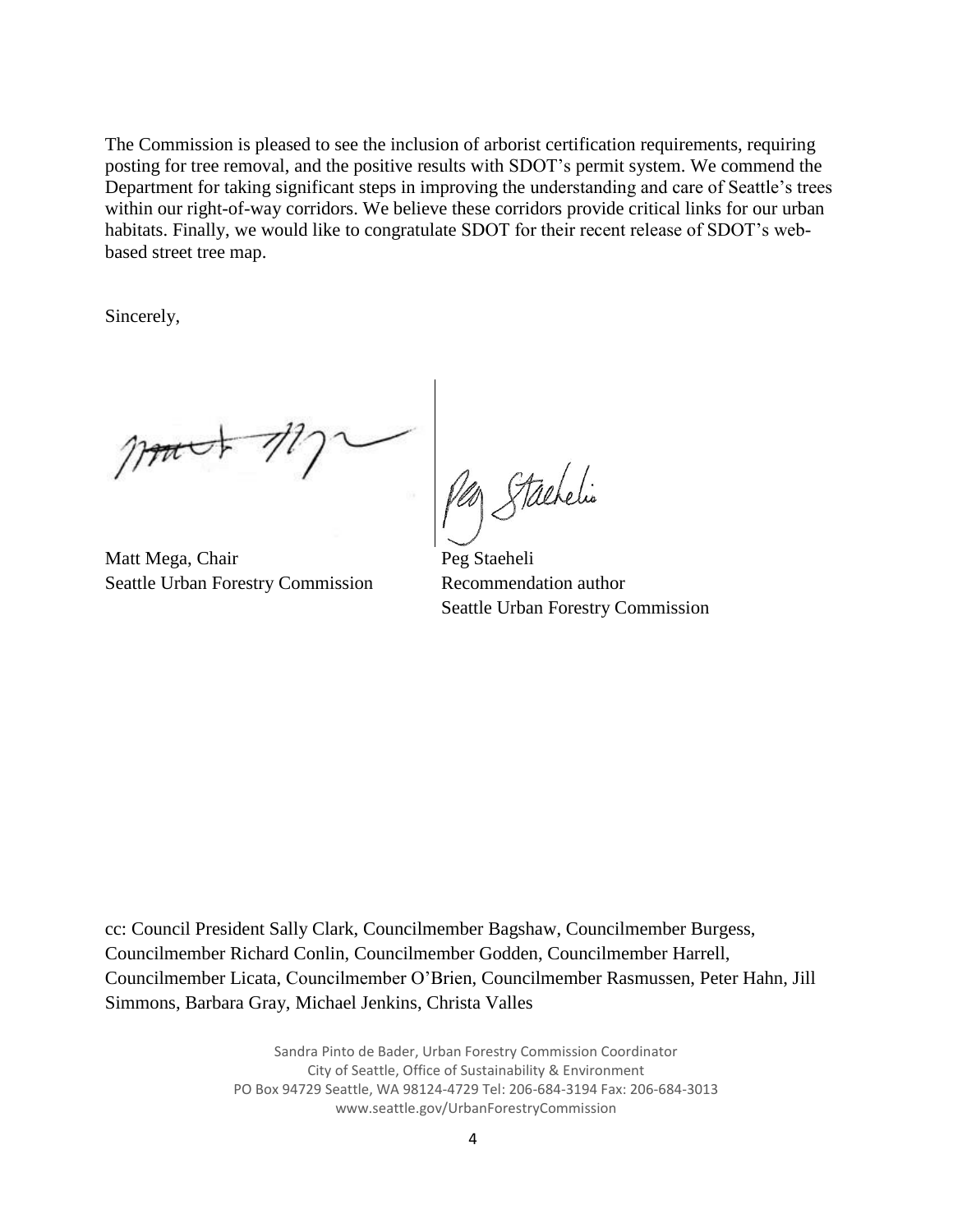The Commission is pleased to see the inclusion of arborist certification requirements, requiring posting for tree removal, and the positive results with SDOT's permit system. We commend the Department for taking significant steps in improving the understanding and care of Seattle's trees within our right-of-way corridors. We believe these corridors provide critical links for our urban habitats. Finally, we would like to congratulate SDOT for their recent release of SDOT's web-based street tree map.

Sincerely,

Matt Mega, Chair
Seattle Urban Forestry Commission

Peg Staeheli
Recommendation author
Seattle Urban Forestry Commission

cc: Council President Sally Clark, Councilmember Bagshaw, Councilmember Burgess, Councilmember Richard Conlin, Councilmember Godden, Councilmember Harrell, Councilmember Licata, Councilmember O'Brien, Councilmember Rasmussen, Peter Hahn, Jill Simmons, Barbara Gray, Michael Jenkins, Christa Valles

Sandra Pinto de Bader, Urban Forestry Commission Coordinator
City of Seattle, Office of Sustainability & Environment
PO Box 94729 Seattle, WA 98124-4729 Tel: 206-684-3194 Fax: 206-684-3013
www.seattle.gov/UrbanForestryCommission